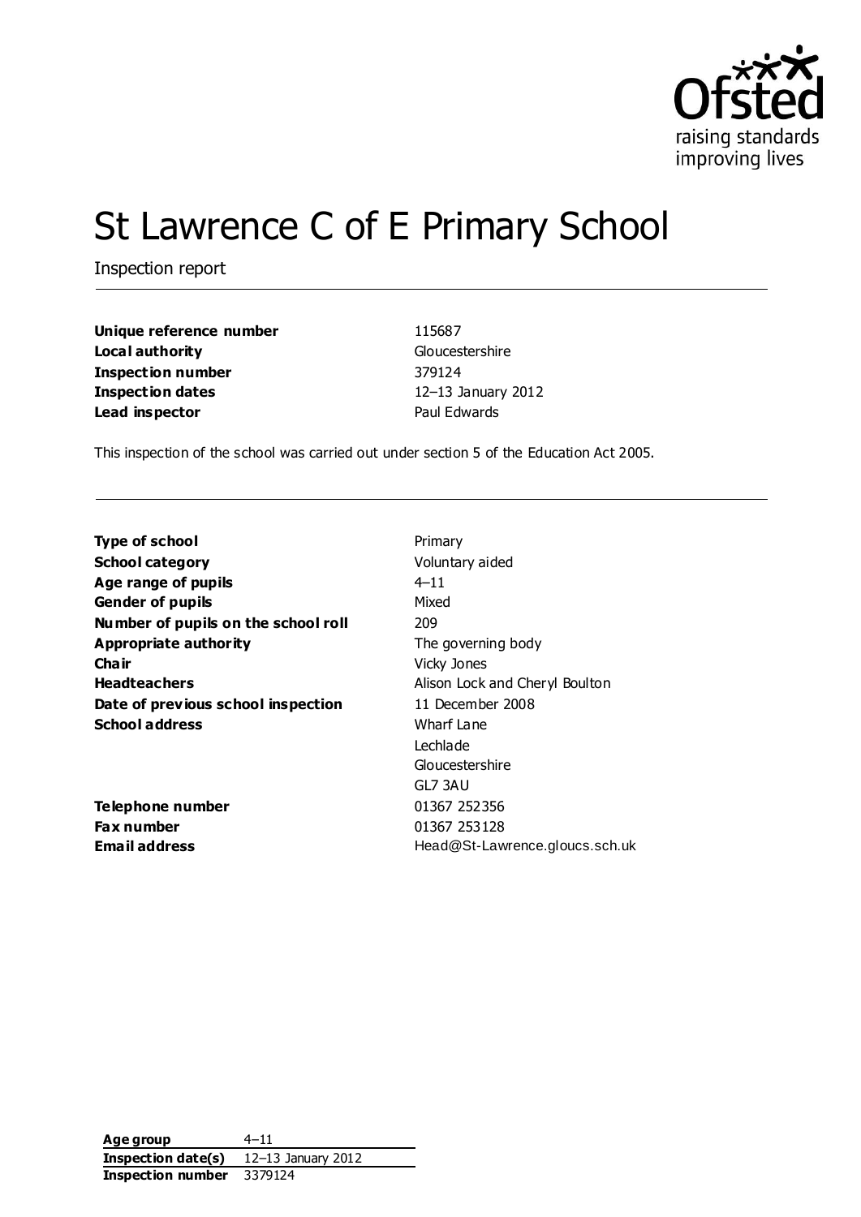# St Lawrence C of E Primary School

Inspection report

| | |
|---|---|
| **Unique reference number** | 115687 |
| **Local authority** | Gloucestershire |
| **Inspection number** | 379124 |
| **Inspection dates** | 12–13 January 2012 |
| **Lead inspector** | Paul Edwards |

This inspection of the school was carried out under section 5 of the Education Act 2005.

| | |
|---|---|
| **Type of school** | Primary |
| **School category** | Voluntary aided |
| **Age range of pupils** | 4–11 |
| **Gender of pupils** | Mixed |
| **Number of pupils on the school roll** | 209 |
| **Appropriate authority** | The governing body |
| **Chair** | Vicky Jones |
| **Headteachers** | Alison Lock and Cheryl Boulton |
| **Date of previous school inspection** | 11 December 2008 |
| **School address** | Wharf Lane<br>Lechlade<br>Gloucestershire<br>GL7 3AU |
| **Telephone number** | 01367 252356 |
| **Fax number** | 01367 253128 |
| **Email address** | Head@St-Lawrence.gloucs.sch.uk |

| | |
|---|---|
| **Age group** | 4–11 |
| **Inspection date(s)** | 12–13 January 2012 |
| **Inspection number** | 3379124 |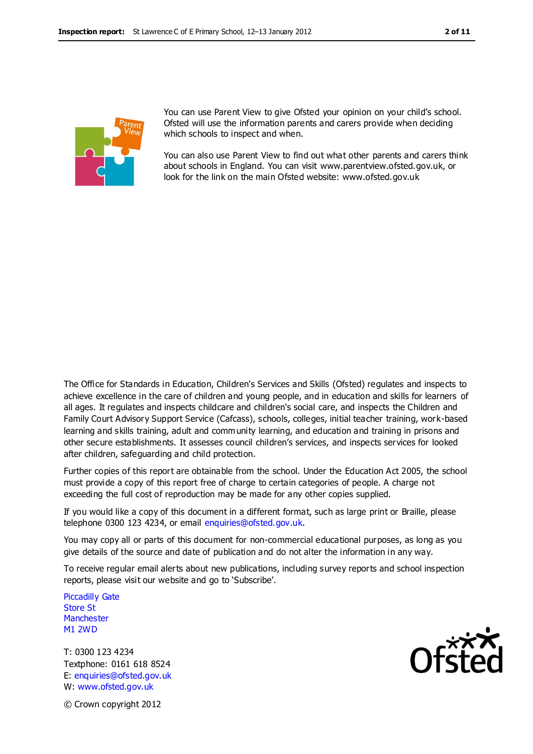You can use Parent View to give Ofsted your opinion on your child's school. Ofsted will use the information parents and carers provide when deciding which schools to inspect and when.

You can also use Parent View to find out what other parents and carers think about schools in England. You can visit www.parentview.ofsted.gov.uk, or look for the link on the main Ofsted website: www.ofsted.gov.uk

The Office for Standards in Education, Children's Services and Skills (Ofsted) regulates and inspects to achieve excellence in the care of children and young people, and in education and skills for learners of all ages. It regulates and inspects childcare and children's social care, and inspects the Children and Family Court Advisory Support Service (Cafcass), schools, colleges, initial teacher training, work-based learning and skills training, adult and community learning, and education and training in prisons and other secure establishments. It assesses council children's services, and inspects services for looked after children, safeguarding and child protection.

Further copies of this report are obtainable from the school. Under the Education Act 2005, the school must provide a copy of this report free of charge to certain categories of people. A charge not exceeding the full cost of reproduction may be made for any other copies supplied.

If you would like a copy of this document in a different format, such as large print or Braille, please telephone 0300 123 4234, or email enquiries@ofsted.gov.uk.

You may copy all or parts of this document for non-commercial educational purposes, as long as you give details of the source and date of publication and do not alter the information in any way.

To receive regular email alerts about new publications, including survey reports and school inspection reports, please visit our website and go to 'Subscribe'.

Piccadilly Gate
Store St
Manchester
M1 2WD

T: 0300 123 4234
Textphone: 0161 618 8524
E: enquiries@ofsted.gov.uk
W: www.ofsted.gov.uk

© Crown copyright 2012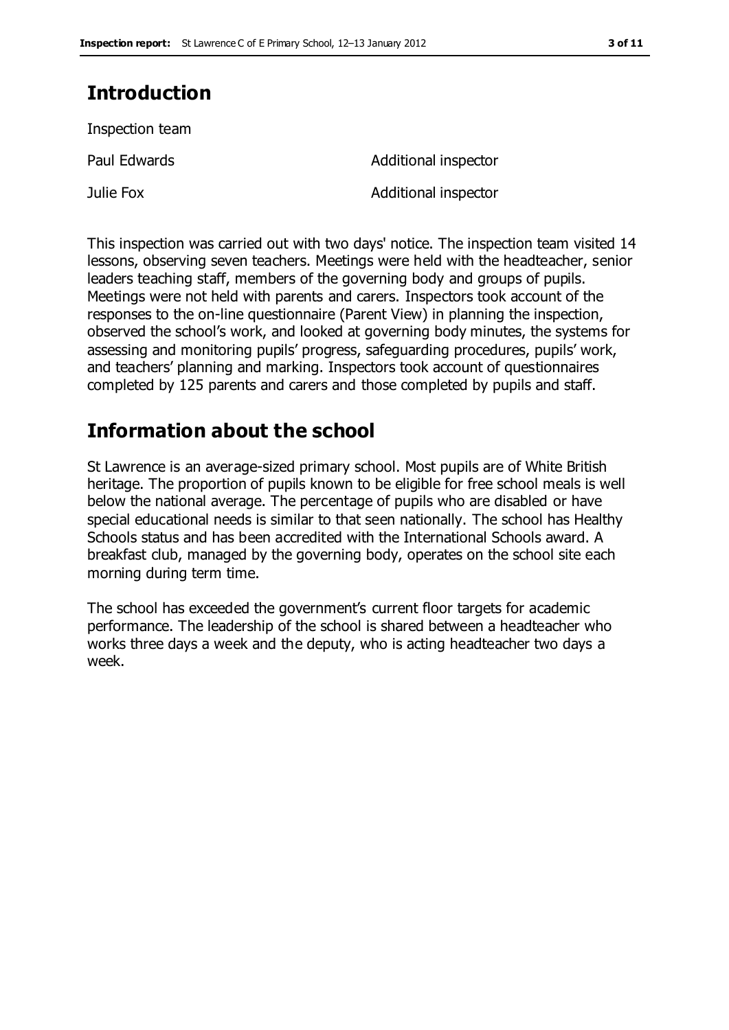## Introduction

Inspection team

| | |
|---|---|
| Paul Edwards | Additional inspector |
| Julie Fox | Additional inspector |

This inspection was carried out with two days' notice. The inspection team visited 14 lessons, observing seven teachers. Meetings were held with the headteacher, senior leaders teaching staff, members of the governing body and groups of pupils. Meetings were not held with parents and carers. Inspectors took account of the responses to the on-line questionnaire (Parent View) in planning the inspection, observed the school's work, and looked at governing body minutes, the systems for assessing and monitoring pupils' progress, safeguarding procedures, pupils' work, and teachers' planning and marking. Inspectors took account of questionnaires completed by 125 parents and carers and those completed by pupils and staff.

## Information about the school

St Lawrence is an average-sized primary school. Most pupils are of White British heritage. The proportion of pupils known to be eligible for free school meals is well below the national average. The percentage of pupils who are disabled or have special educational needs is similar to that seen nationally. The school has Healthy Schools status and has been accredited with the International Schools award. A breakfast club, managed by the governing body, operates on the school site each morning during term time.

The school has exceeded the government's current floor targets for academic performance. The leadership of the school is shared between a headteacher who works three days a week and the deputy, who is acting headteacher two days a week.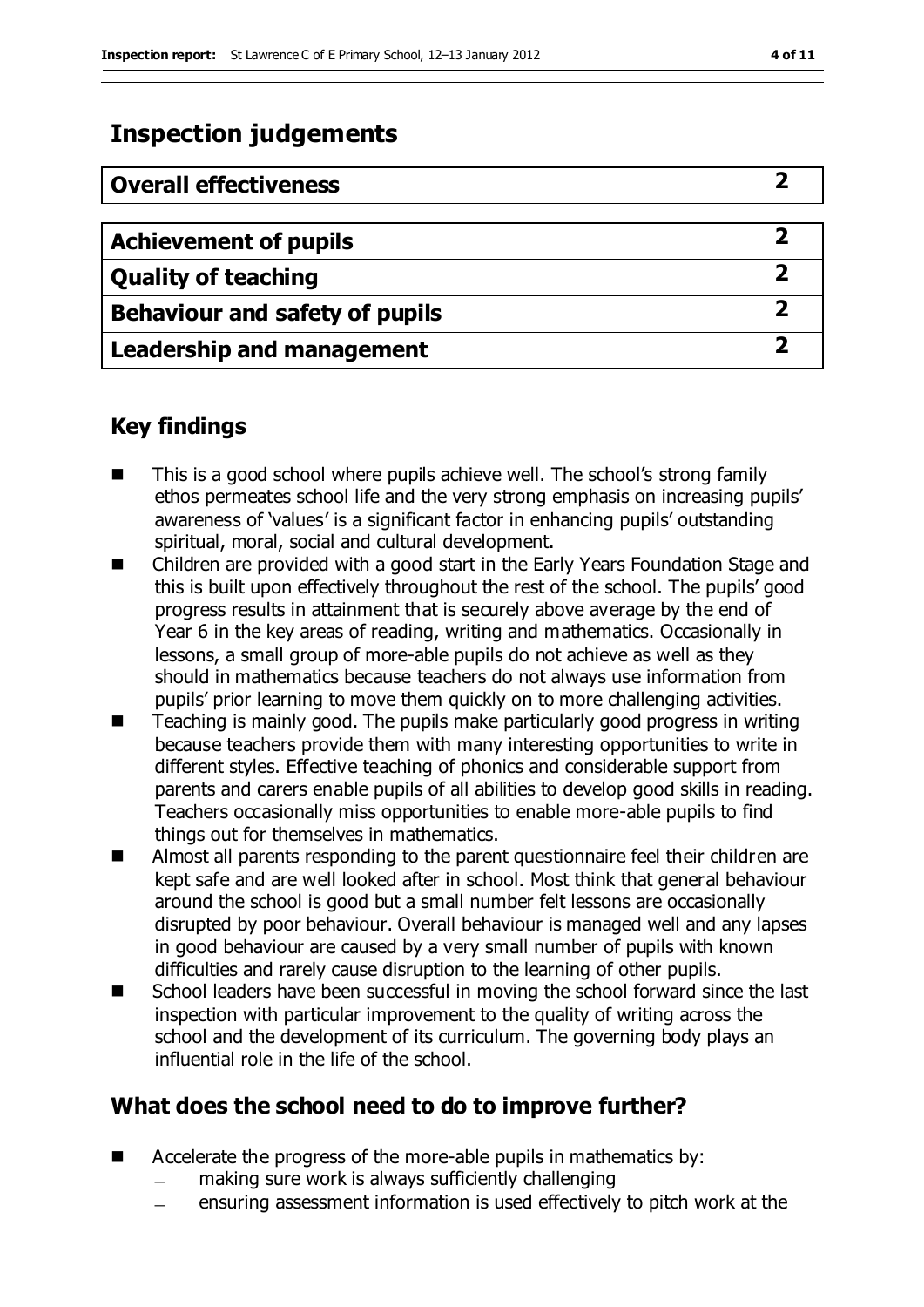## Inspection judgements

| Overall effectiveness | 2 |
| --- | --- |
| **Achievement of pupils** | **2** |
| **Quality of teaching** | **2** |
| **Behaviour and safety of pupils** | **2** |
| **Leadership and management** | **2** |

### Key findings

- This is a good school where pupils achieve well. The school's strong family ethos permeates school life and the very strong emphasis on increasing pupils' awareness of 'values' is a significant factor in enhancing pupils' outstanding spiritual, moral, social and cultural development.
- Children are provided with a good start in the Early Years Foundation Stage and this is built upon effectively throughout the rest of the school. The pupils' good progress results in attainment that is securely above average by the end of Year 6 in the key areas of reading, writing and mathematics. Occasionally in lessons, a small group of more-able pupils do not achieve as well as they should in mathematics because teachers do not always use information from pupils' prior learning to move them quickly on to more challenging activities.
- Teaching is mainly good. The pupils make particularly good progress in writing because teachers provide them with many interesting opportunities to write in different styles. Effective teaching of phonics and considerable support from parents and carers enable pupils of all abilities to develop good skills in reading. Teachers occasionally miss opportunities to enable more-able pupils to find things out for themselves in mathematics.
- Almost all parents responding to the parent questionnaire feel their children are kept safe and are well looked after in school. Most think that general behaviour around the school is good but a small number felt lessons are occasionally disrupted by poor behaviour. Overall behaviour is managed well and any lapses in good behaviour are caused by a very small number of pupils with known difficulties and rarely cause disruption to the learning of other pupils.
- School leaders have been successful in moving the school forward since the last inspection with particular improvement to the quality of writing across the school and the development of its curriculum. The governing body plays an influential role in the life of the school.

### What does the school need to do to improve further?

- Accelerate the progress of the more-able pupils in mathematics by:
  - making sure work is always sufficiently challenging
  - ensuring assessment information is used effectively to pitch work at the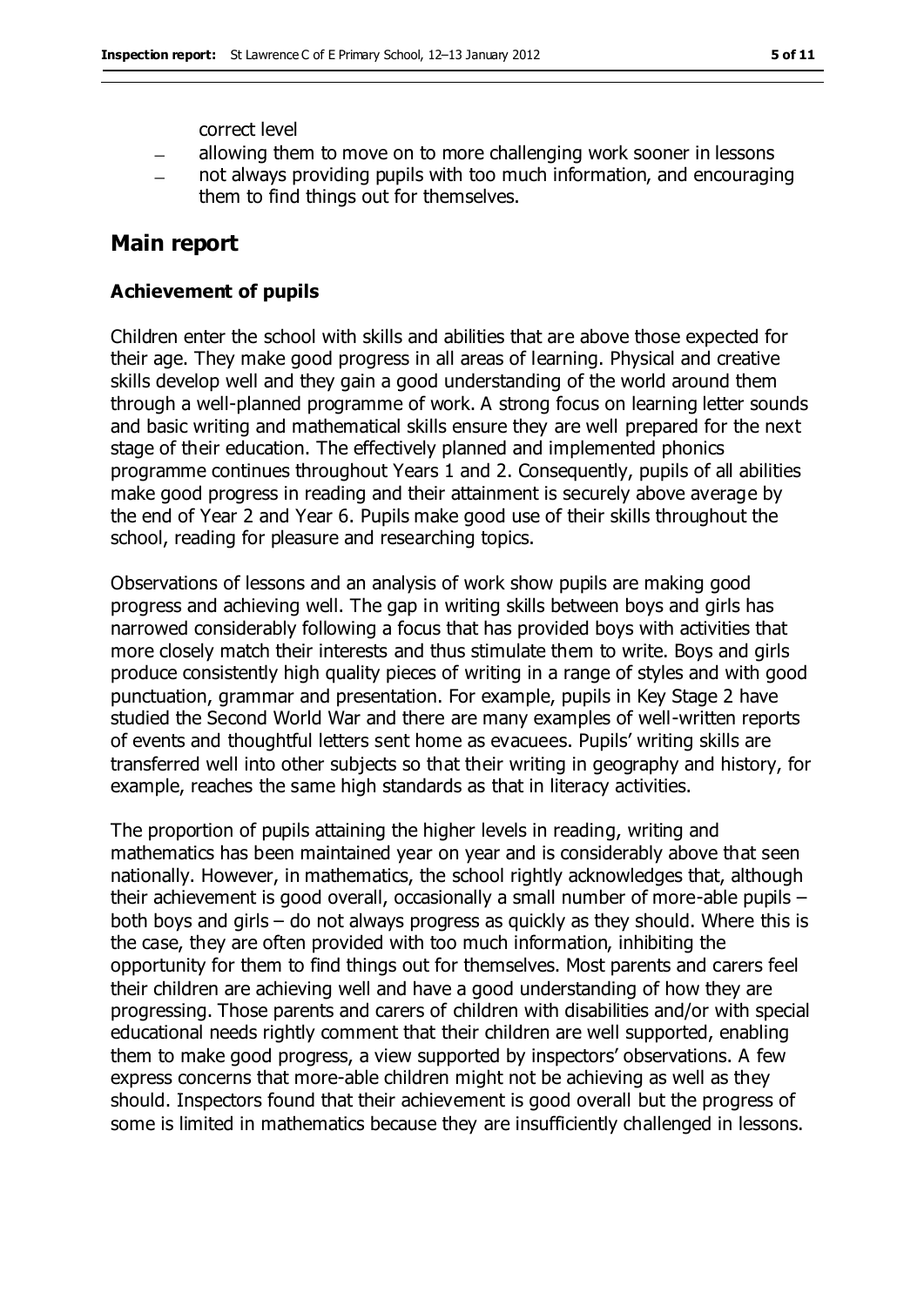correct level

- allowing them to move on to more challenging work sooner in lessons
- not always providing pupils with too much information, and encouraging them to find things out for themselves.

## Main report

### Achievement of pupils

Children enter the school with skills and abilities that are above those expected for their age. They make good progress in all areas of learning. Physical and creative skills develop well and they gain a good understanding of the world around them through a well-planned programme of work. A strong focus on learning letter sounds and basic writing and mathematical skills ensure they are well prepared for the next stage of their education. The effectively planned and implemented phonics programme continues throughout Years 1 and 2. Consequently, pupils of all abilities make good progress in reading and their attainment is securely above average by the end of Year 2 and Year 6. Pupils make good use of their skills throughout the school, reading for pleasure and researching topics.

Observations of lessons and an analysis of work show pupils are making good progress and achieving well. The gap in writing skills between boys and girls has narrowed considerably following a focus that has provided boys with activities that more closely match their interests and thus stimulate them to write. Boys and girls produce consistently high quality pieces of writing in a range of styles and with good punctuation, grammar and presentation. For example, pupils in Key Stage 2 have studied the Second World War and there are many examples of well-written reports of events and thoughtful letters sent home as evacuees. Pupils' writing skills are transferred well into other subjects so that their writing in geography and history, for example, reaches the same high standards as that in literacy activities.

The proportion of pupils attaining the higher levels in reading, writing and mathematics has been maintained year on year and is considerably above that seen nationally. However, in mathematics, the school rightly acknowledges that, although their achievement is good overall, occasionally a small number of more-able pupils – both boys and girls – do not always progress as quickly as they should. Where this is the case, they are often provided with too much information, inhibiting the opportunity for them to find things out for themselves. Most parents and carers feel their children are achieving well and have a good understanding of how they are progressing. Those parents and carers of children with disabilities and/or with special educational needs rightly comment that their children are well supported, enabling them to make good progress, a view supported by inspectors' observations. A few express concerns that more-able children might not be achieving as well as they should. Inspectors found that their achievement is good overall but the progress of some is limited in mathematics because they are insufficiently challenged in lessons.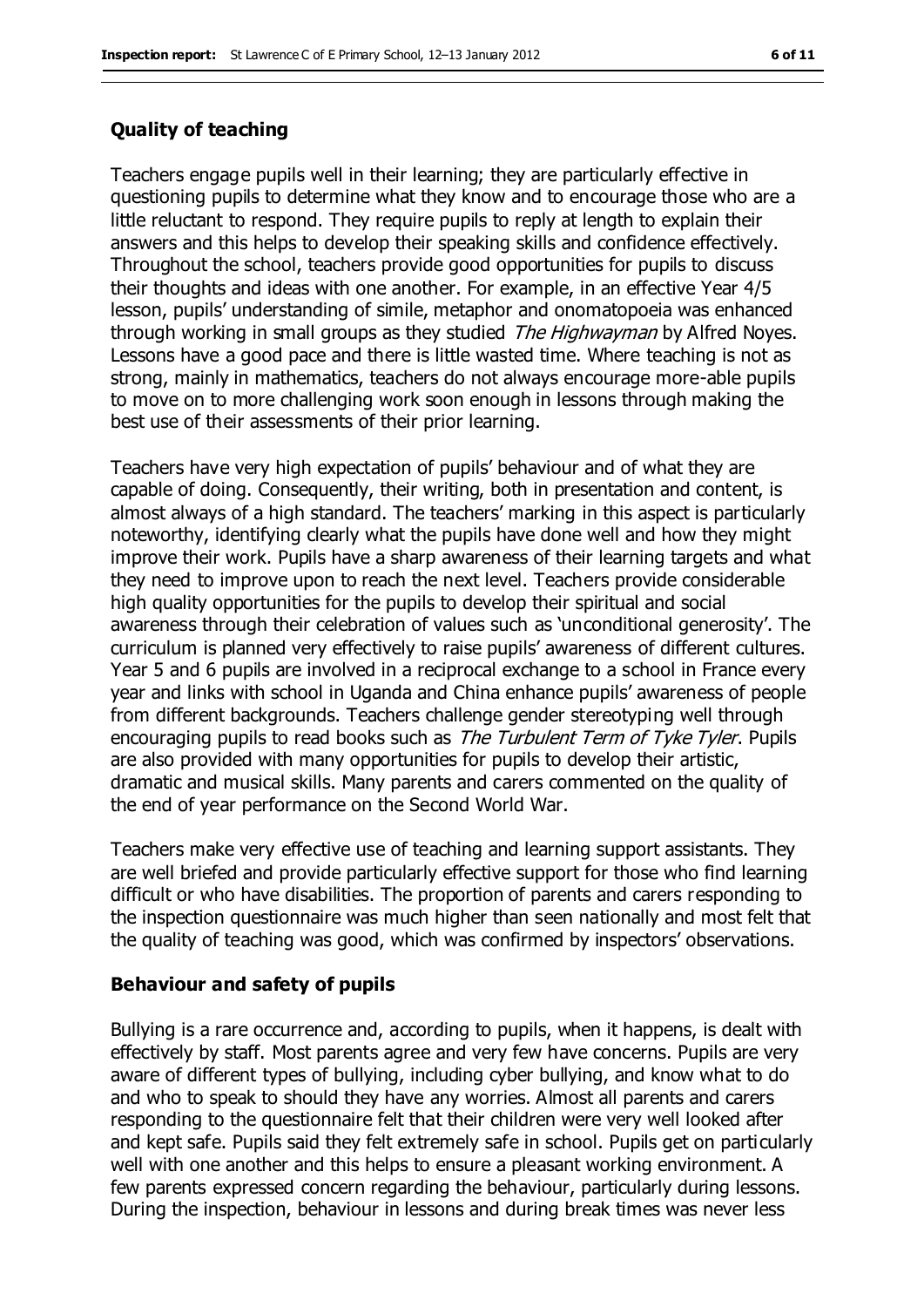### Quality of teaching

Teachers engage pupils well in their learning; they are particularly effective in questioning pupils to determine what they know and to encourage those who are a little reluctant to respond. They require pupils to reply at length to explain their answers and this helps to develop their speaking skills and confidence effectively. Throughout the school, teachers provide good opportunities for pupils to discuss their thoughts and ideas with one another. For example, in an effective Year 4/5 lesson, pupils' understanding of simile, metaphor and onomatopoeia was enhanced through working in small groups as they studied *The Highwayman* by Alfred Noyes. Lessons have a good pace and there is little wasted time. Where teaching is not as strong, mainly in mathematics, teachers do not always encourage more-able pupils to move on to more challenging work soon enough in lessons through making the best use of their assessments of their prior learning.

Teachers have very high expectation of pupils' behaviour and of what they are capable of doing. Consequently, their writing, both in presentation and content, is almost always of a high standard. The teachers' marking in this aspect is particularly noteworthy, identifying clearly what the pupils have done well and how they might improve their work. Pupils have a sharp awareness of their learning targets and what they need to improve upon to reach the next level. Teachers provide considerable high quality opportunities for the pupils to develop their spiritual and social awareness through their celebration of values such as 'unconditional generosity'. The curriculum is planned very effectively to raise pupils' awareness of different cultures. Year 5 and 6 pupils are involved in a reciprocal exchange to a school in France every year and links with school in Uganda and China enhance pupils' awareness of people from different backgrounds. Teachers challenge gender stereotyping well through encouraging pupils to read books such as *The Turbulent Term of Tyke Tyler*. Pupils are also provided with many opportunities for pupils to develop their artistic, dramatic and musical skills. Many parents and carers commented on the quality of the end of year performance on the Second World War.

Teachers make very effective use of teaching and learning support assistants. They are well briefed and provide particularly effective support for those who find learning difficult or who have disabilities. The proportion of parents and carers responding to the inspection questionnaire was much higher than seen nationally and most felt that the quality of teaching was good, which was confirmed by inspectors' observations.

### Behaviour and safety of pupils

Bullying is a rare occurrence and, according to pupils, when it happens, is dealt with effectively by staff. Most parents agree and very few have concerns. Pupils are very aware of different types of bullying, including cyber bullying, and know what to do and who to speak to should they have any worries. Almost all parents and carers responding to the questionnaire felt that their children were very well looked after and kept safe. Pupils said they felt extremely safe in school. Pupils get on particularly well with one another and this helps to ensure a pleasant working environment. A few parents expressed concern regarding the behaviour, particularly during lessons. During the inspection, behaviour in lessons and during break times was never less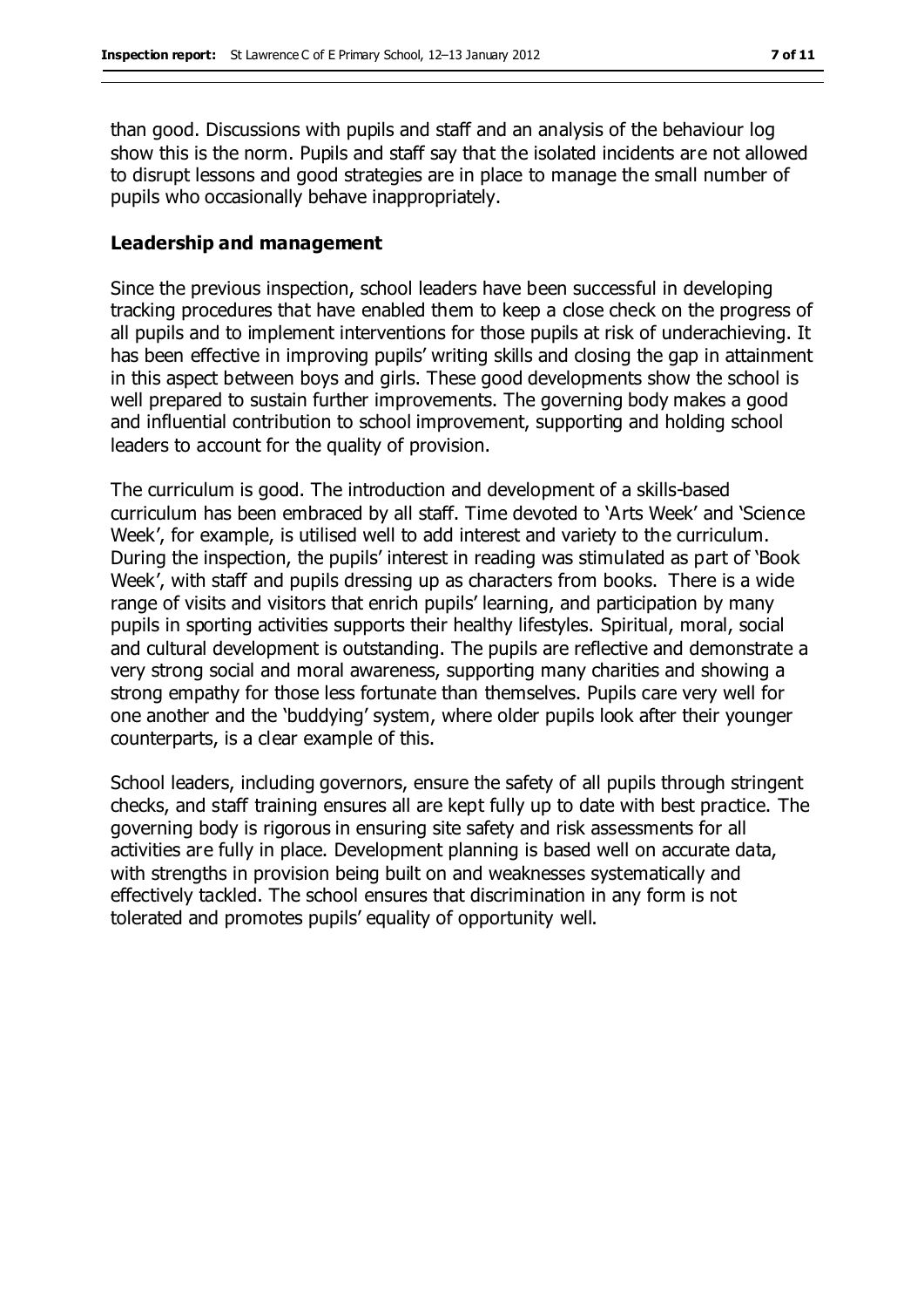than good. Discussions with pupils and staff and an analysis of the behaviour log show this is the norm. Pupils and staff say that the isolated incidents are not allowed to disrupt lessons and good strategies are in place to manage the small number of pupils who occasionally behave inappropriately.

**Leadership and management**

Since the previous inspection, school leaders have been successful in developing tracking procedures that have enabled them to keep a close check on the progress of all pupils and to implement interventions for those pupils at risk of underachieving. It has been effective in improving pupils' writing skills and closing the gap in attainment in this aspect between boys and girls. These good developments show the school is well prepared to sustain further improvements. The governing body makes a good and influential contribution to school improvement, supporting and holding school leaders to account for the quality of provision.

The curriculum is good. The introduction and development of a skills-based curriculum has been embraced by all staff. Time devoted to 'Arts Week' and 'Science Week', for example, is utilised well to add interest and variety to the curriculum. During the inspection, the pupils' interest in reading was stimulated as part of 'Book Week', with staff and pupils dressing up as characters from books. There is a wide range of visits and visitors that enrich pupils' learning, and participation by many pupils in sporting activities supports their healthy lifestyles. Spiritual, moral, social and cultural development is outstanding. The pupils are reflective and demonstrate a very strong social and moral awareness, supporting many charities and showing a strong empathy for those less fortunate than themselves. Pupils care very well for one another and the 'buddying' system, where older pupils look after their younger counterparts, is a clear example of this.

School leaders, including governors, ensure the safety of all pupils through stringent checks, and staff training ensures all are kept fully up to date with best practice. The governing body is rigorous in ensuring site safety and risk assessments for all activities are fully in place. Development planning is based well on accurate data, with strengths in provision being built on and weaknesses systematically and effectively tackled. The school ensures that discrimination in any form is not tolerated and promotes pupils' equality of opportunity well.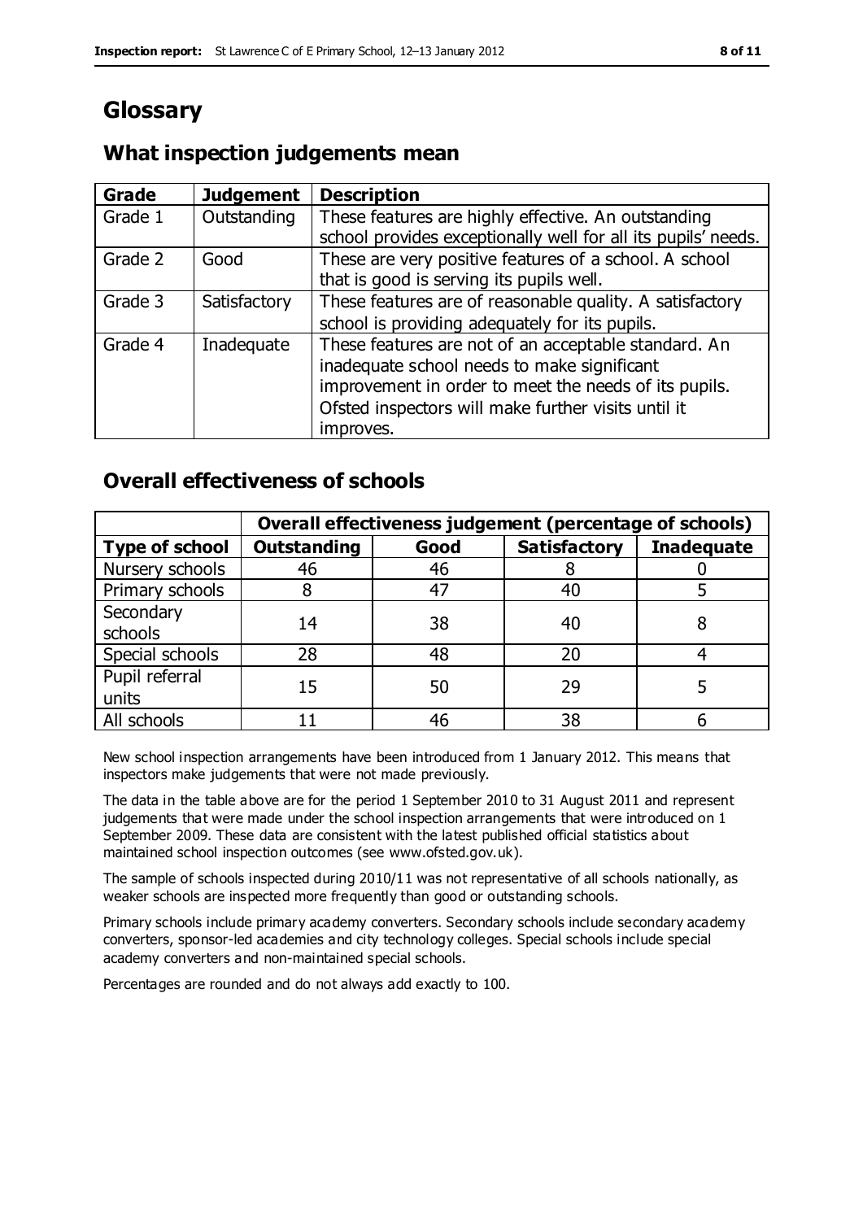# Glossary

## What inspection judgements mean

| Grade | Judgement | Description |
| --- | --- | --- |
| Grade 1 | Outstanding | These features are highly effective. An outstanding school provides exceptionally well for all its pupils' needs. |
| Grade 2 | Good | These are very positive features of a school. A school that is good is serving its pupils well. |
| Grade 3 | Satisfactory | These features are of reasonable quality. A satisfactory school is providing adequately for its pupils. |
| Grade 4 | Inadequate | These features are not of an acceptable standard. An inadequate school needs to make significant improvement in order to meet the needs of its pupils. Ofsted inspectors will make further visits until it improves. |

## Overall effectiveness of schools

| | Overall effectiveness judgement (percentage of schools) | | | |
| --- | --- | --- | --- | --- |
| **Type of school** | **Outstanding** | **Good** | **Satisfactory** | **Inadequate** |
| Nursery schools | 46 | 46 | 8 | 0 |
| Primary schools | 8 | 47 | 40 | 5 |
| Secondary schools | 14 | 38 | 40 | 8 |
| Special schools | 28 | 48 | 20 | 4 |
| Pupil referral units | 15 | 50 | 29 | 5 |
| All schools | 11 | 46 | 38 | 6 |

New school inspection arrangements have been introduced from 1 January 2012. This means that inspectors make judgements that were not made previously.

The data in the table above are for the period 1 September 2010 to 31 August 2011 and represent judgements that were made under the school inspection arrangements that were introduced on 1 September 2009. These data are consistent with the latest published official statistics about maintained school inspection outcomes (see www.ofsted.gov.uk).

The sample of schools inspected during 2010/11 was not representative of all schools nationally, as weaker schools are inspected more frequently than good or outstanding schools.

Primary schools include primary academy converters. Secondary schools include secondary academy converters, sponsor-led academies and city technology colleges. Special schools include special academy converters and non-maintained special schools.

Percentages are rounded and do not always add exactly to 100.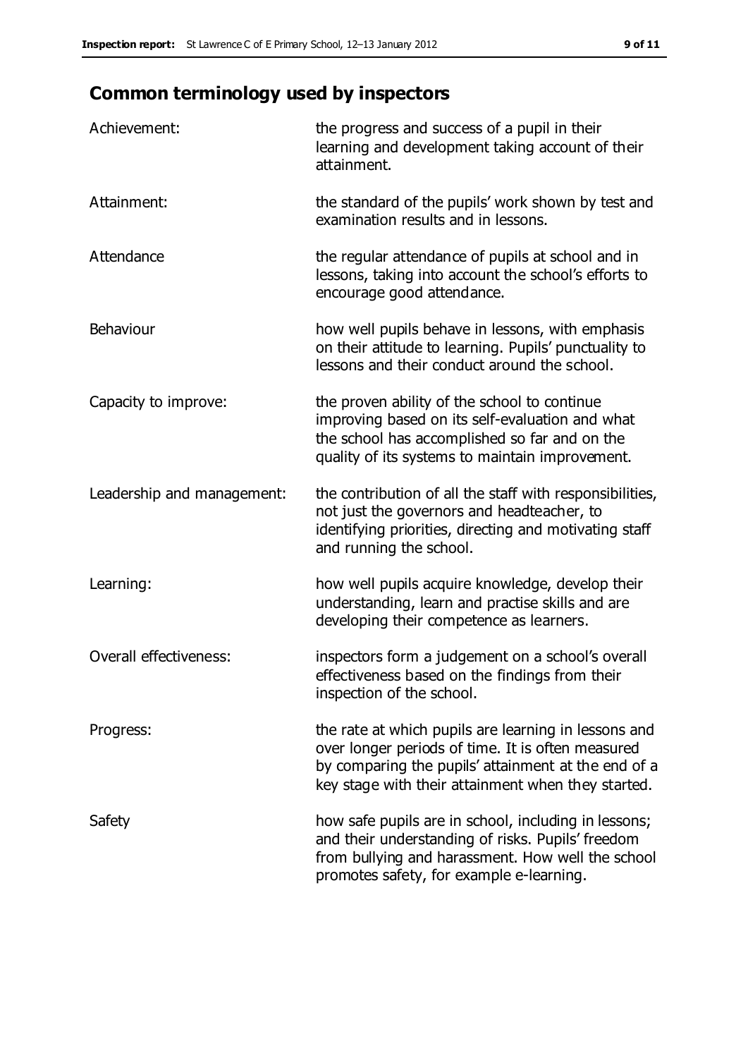## Common terminology used by inspectors

| | |
|---|---|
| Achievement: | the progress and success of a pupil in their learning and development taking account of their attainment. |
| Attainment: | the standard of the pupils' work shown by test and examination results and in lessons. |
| Attendance | the regular attendance of pupils at school and in lessons, taking into account the school's efforts to encourage good attendance. |
| Behaviour | how well pupils behave in lessons, with emphasis on their attitude to learning. Pupils' punctuality to lessons and their conduct around the school. |
| Capacity to improve: | the proven ability of the school to continue improving based on its self-evaluation and what the school has accomplished so far and on the quality of its systems to maintain improvement. |
| Leadership and management: | the contribution of all the staff with responsibilities, not just the governors and headteacher, to identifying priorities, directing and motivating staff and running the school. |
| Learning: | how well pupils acquire knowledge, develop their understanding, learn and practise skills and are developing their competence as learners. |
| Overall effectiveness: | inspectors form a judgement on a school's overall effectiveness based on the findings from their inspection of the school. |
| Progress: | the rate at which pupils are learning in lessons and over longer periods of time. It is often measured by comparing the pupils' attainment at the end of a key stage with their attainment when they started. |
| Safety | how safe pupils are in school, including in lessons; and their understanding of risks. Pupils' freedom from bullying and harassment. How well the school promotes safety, for example e-learning. |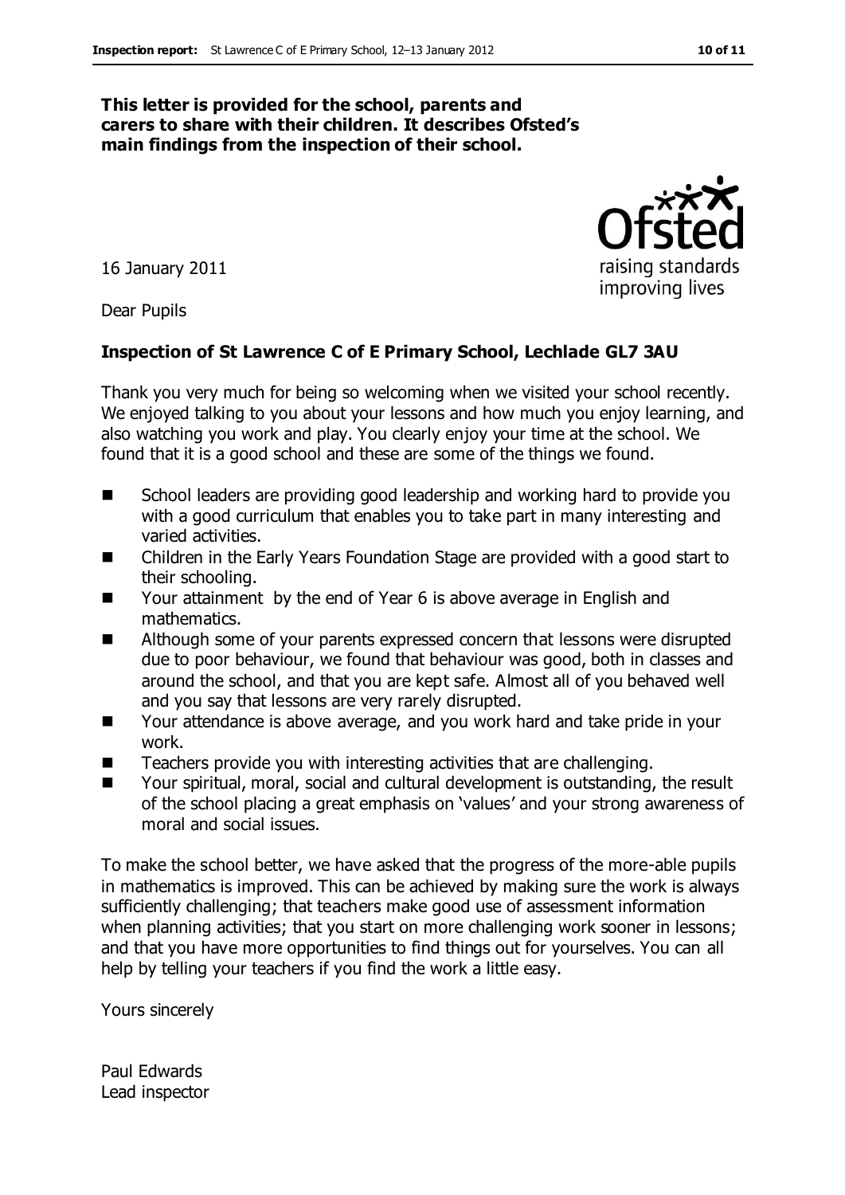**This letter is provided for the school, parents and carers to share with their children. It describes Ofsted's main findings from the inspection of their school.**

16 January 2011

Dear Pupils

**Inspection of St Lawrence C of E Primary School, Lechlade GL7 3AU**

Thank you very much for being so welcoming when we visited your school recently. We enjoyed talking to you about your lessons and how much you enjoy learning, and also watching you work and play. You clearly enjoy your time at the school. We found that it is a good school and these are some of the things we found.

- School leaders are providing good leadership and working hard to provide you with a good curriculum that enables you to take part in many interesting and varied activities.
- Children in the Early Years Foundation Stage are provided with a good start to their schooling.
- Your attainment by the end of Year 6 is above average in English and mathematics.
- Although some of your parents expressed concern that lessons were disrupted due to poor behaviour, we found that behaviour was good, both in classes and around the school, and that you are kept safe. Almost all of you behaved well and you say that lessons are very rarely disrupted.
- Your attendance is above average, and you work hard and take pride in your work.
- Teachers provide you with interesting activities that are challenging.
- Your spiritual, moral, social and cultural development is outstanding, the result of the school placing a great emphasis on 'values' and your strong awareness of moral and social issues.

To make the school better, we have asked that the progress of the more-able pupils in mathematics is improved. This can be achieved by making sure the work is always sufficiently challenging; that teachers make good use of assessment information when planning activities; that you start on more challenging work sooner in lessons; and that you have more opportunities to find things out for yourselves. You can all help by telling your teachers if you find the work a little easy.

Yours sincerely

Paul Edwards
Lead inspector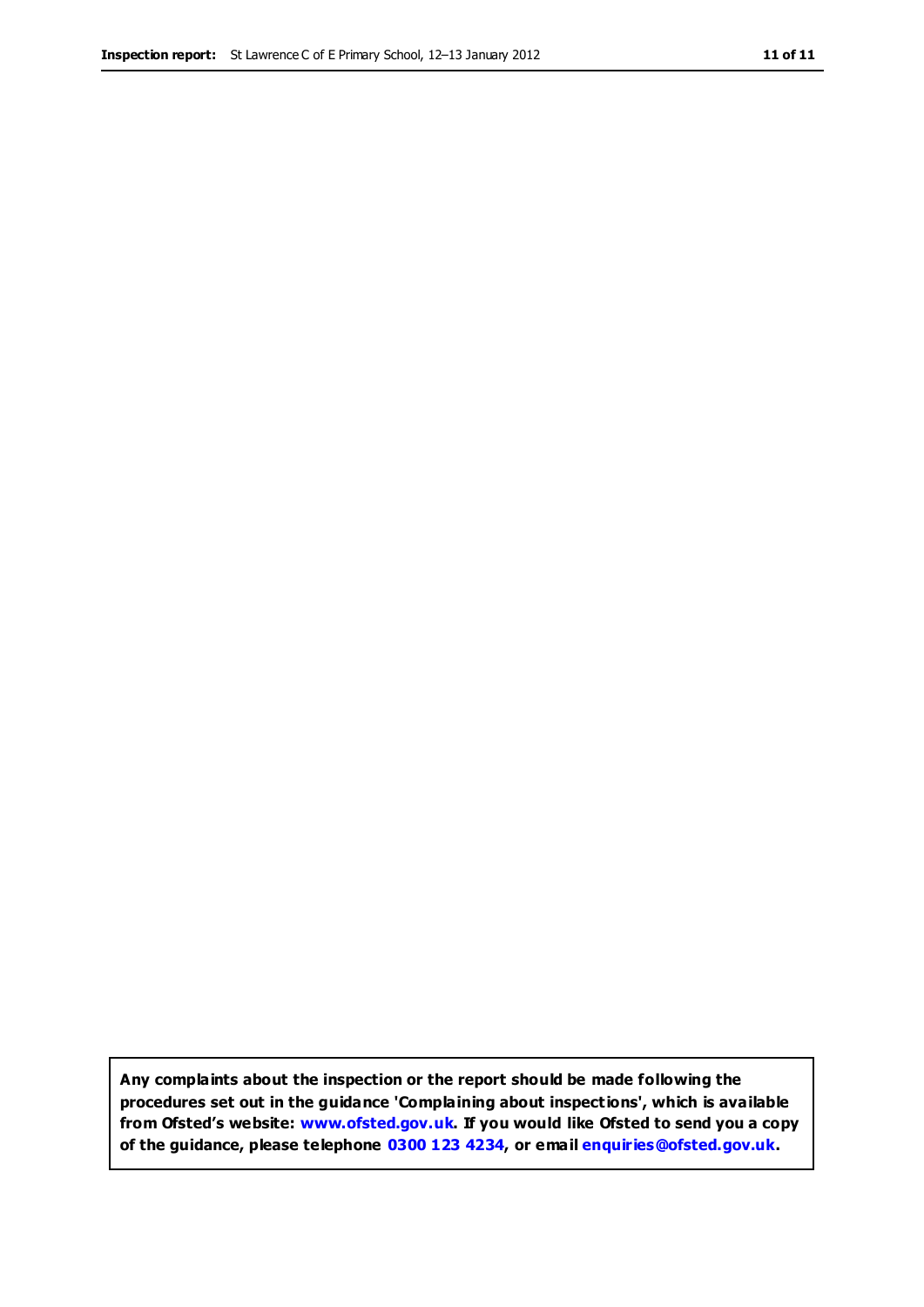**Any complaints about the inspection or the report should be made following the procedures set out in the guidance 'Complaining about inspections', which is available from Ofsted's website: www.ofsted.gov.uk. If you would like Ofsted to send you a copy of the guidance, please telephone 0300 123 4234, or email enquiries@ofsted.gov.uk.**